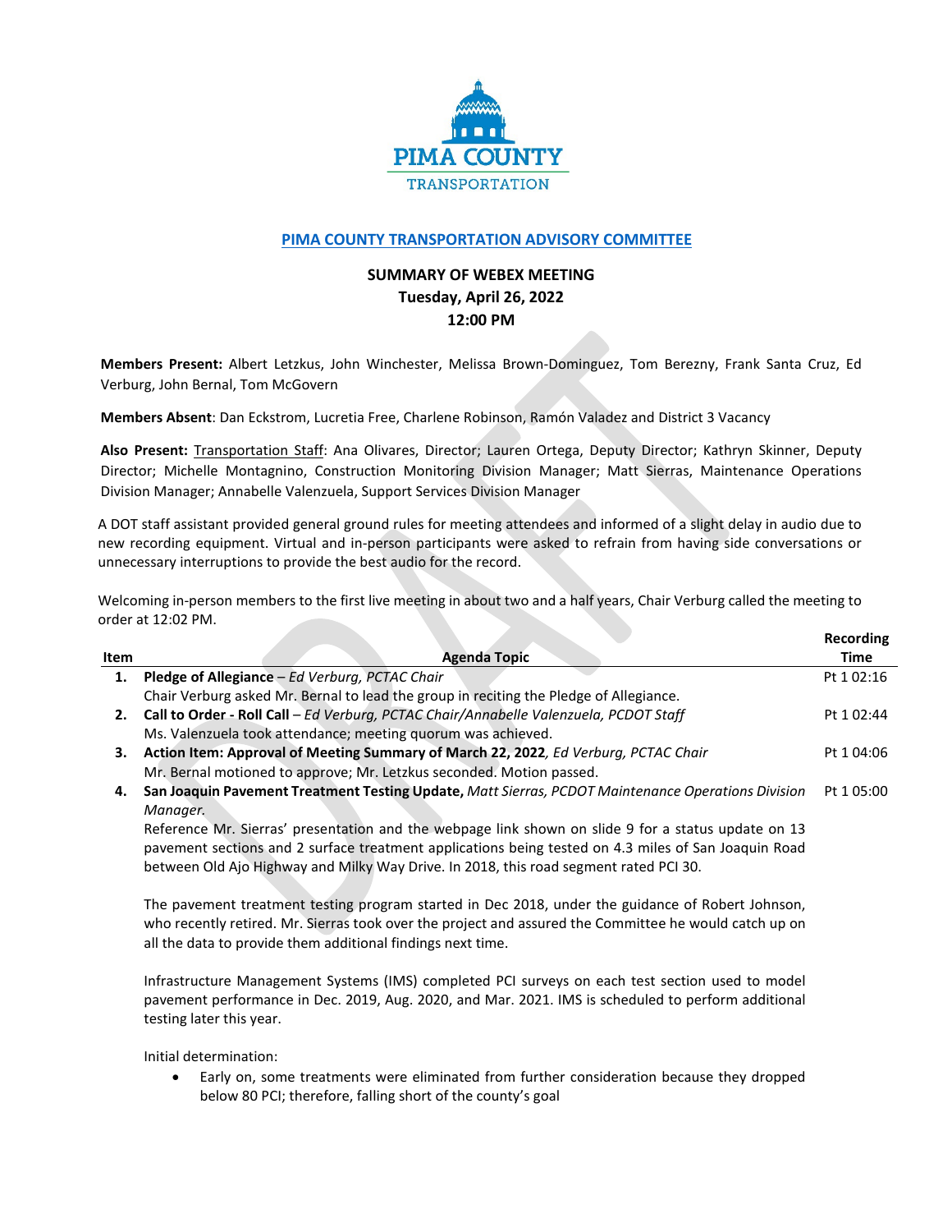PIMA COUNTY TRANSPORTATION

# PIMA COUNTY TRANSPORTATION ADVISORY COMMITTEE

## SUMMARY OF WEBEX MEETING
**Tuesday, April 26, 2022**
**12:00 PM**

**Members Present:** Albert Letzkus, John Winchester, Melissa Brown-Dominguez, Tom Berezny, Frank Santa Cruz, Ed Verburg, John Bernal, Tom McGovern

**Members Absent**: Dan Eckstrom, Lucretia Free, Charlene Robinson, Ramón Valadez and District 3 Vacancy

**Also Present:** Transportation Staff: Ana Olivares, Director; Lauren Ortega, Deputy Director; Kathryn Skinner, Deputy Director; Michelle Montagnino, Construction Monitoring Division Manager; Matt Sierras, Maintenance Operations Division Manager; Annabelle Valenzuela, Support Services Division Manager

A DOT staff assistant provided general ground rules for meeting attendees and informed of a slight delay in audio due to new recording equipment. Virtual and in-person participants were asked to refrain from having side conversations or unnecessary interruptions to provide the best audio for the record.

Welcoming in-person members to the first live meeting in about two and a half years, Chair Verburg called the meeting to order at 12:02 PM.

| Item | Agenda Topic | Recording Time |
|---|---|---|
| 1. | **Pledge of Allegiance** – *Ed Verburg, PCTAC Chair*<br>Chair Verburg asked Mr. Bernal to lead the group in reciting the Pledge of Allegiance. | Pt 1 02:16 |
| 2. | **Call to Order - Roll Call** – *Ed Verburg, PCTAC Chair/Annabelle Valenzuela, PCDOT Staff*<br>Ms. Valenzuela took attendance; meeting quorum was achieved. | Pt 1 02:44 |
| 3. | **Action Item: Approval of Meeting Summary of March 22, 2022**, *Ed Verburg, PCTAC Chair*<br>Mr. Bernal motioned to approve; Mr. Letzkus seconded. Motion passed. | Pt 1 04:06 |
| 4. | **San Joaquin Pavement Treatment Testing Update,** *Matt Sierras, PCDOT Maintenance Operations Division Manager.* | Pt 1 05:00 |

Reference Mr. Sierras' presentation and the webpage link shown on slide 9 for a status update on 13 pavement sections and 2 surface treatment applications being tested on 4.3 miles of San Joaquin Road between Old Ajo Highway and Milky Way Drive. In 2018, this road segment rated PCI 30.

The pavement treatment testing program started in Dec 2018, under the guidance of Robert Johnson, who recently retired. Mr. Sierras took over the project and assured the Committee he would catch up on all the data to provide them additional findings next time.

Infrastructure Management Systems (IMS) completed PCI surveys on each test section used to model pavement performance in Dec. 2019, Aug. 2020, and Mar. 2021. IMS is scheduled to perform additional testing later this year.

Initial determination:

- Early on, some treatments were eliminated from further consideration because they dropped below 80 PCI; therefore, falling short of the county's goal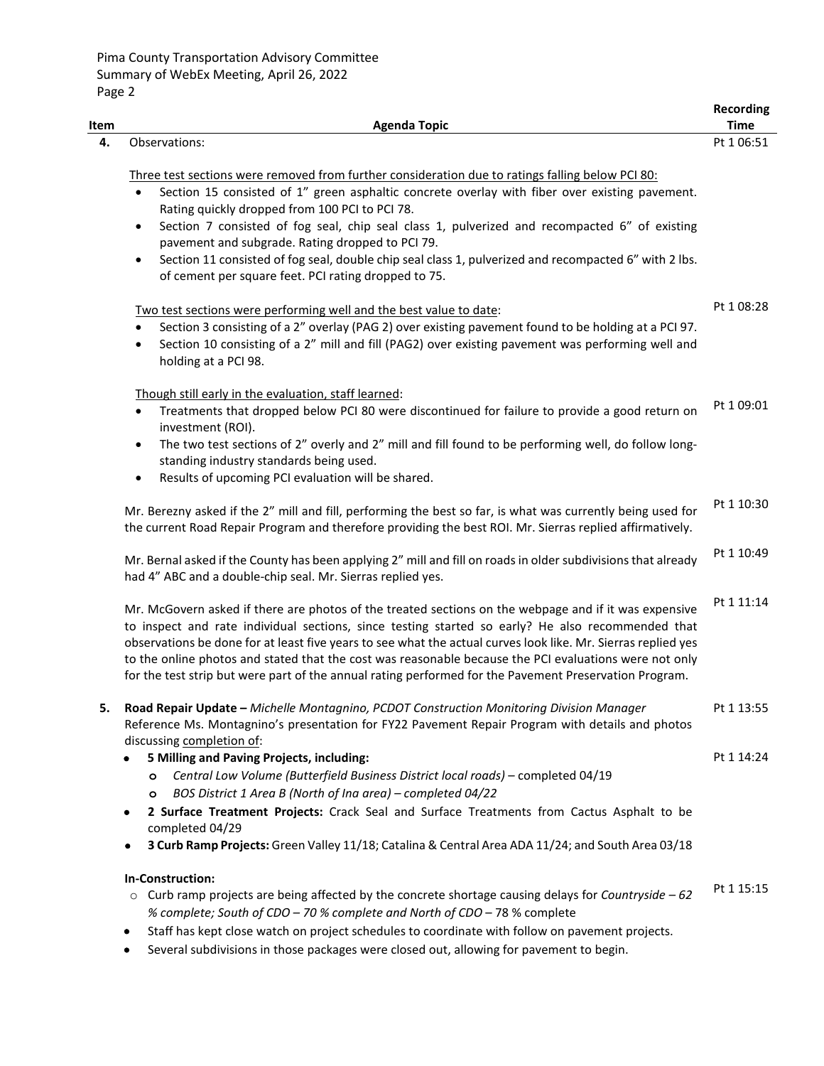| Item | Agenda Topic | Recording Time |
|---|---|---|
| 4. | Observations: | Pt 1 06:51 |

<u>Three test sections were removed from further consideration due to ratings falling below PCI 80:</u>

- Section 15 consisted of 1" green asphaltic concrete overlay with fiber over existing pavement. Rating quickly dropped from 100 PCI to PCI 78.
- Section 7 consisted of fog seal, chip seal class 1, pulverized and recompacted 6" of existing pavement and subgrade. Rating dropped to PCI 79.
- Section 11 consisted of fog seal, double chip seal class 1, pulverized and recompacted 6" with 2 lbs. of cement per square feet. PCI rating dropped to 75.

<u>Two test sections were performing well and the best value to date</u>: (Pt 1 08:28)

- Section 3 consisting of a 2" overlay (PAG 2) over existing pavement found to be holding at a PCI 97.
- Section 10 consisting of a 2" mill and fill (PAG2) over existing pavement was performing well and holding at a PCI 98.

<u>Though still early in the evaluation, staff learned</u>:

- Treatments that dropped below PCI 80 were discontinued for failure to provide a good return on investment (ROI). (Pt 1 09:01)
- The two test sections of 2" overly and 2" mill and fill found to be performing well, do follow long-standing industry standards being used.
- Results of upcoming PCI evaluation will be shared.

Mr. Berezny asked if the 2" mill and fill, performing the best so far, is what was currently being used for the current Road Repair Program and therefore providing the best ROI. Mr. Sierras replied affirmatively. (Pt 1 10:30)

Mr. Bernal asked if the County has been applying 2" mill and fill on roads in older subdivisions that already had 4" ABC and a double-chip seal. Mr. Sierras replied yes. (Pt 1 10:49)

Mr. McGovern asked if there are photos of the treated sections on the webpage and if it was expensive to inspect and rate individual sections, since testing started so early? He also recommended that observations be done for at least five years to see what the actual curves look like. Mr. Sierras replied yes to the online photos and stated that the cost was reasonable because the PCI evaluations were not only for the test strip but were part of the annual rating performed for the Pavement Preservation Program. (Pt 1 11:14)

| Item | Agenda Topic | Recording Time |
|---|---|---|
| 5. | **Road Repair Update –** *Michelle Montagnino, PCDOT Construction Monitoring Division Manager* | Pt 1 13:55 |

Reference Ms. Montagnino's presentation for FY22 Pavement Repair Program with details and photos discussing <u>completion of</u>:

- **5 Milling and Paving Projects, including:** (Pt 1 14:24)
  - *Central Low Volume (Butterfield Business District local roads)* – completed 04/19
  - *BOS District 1 Area B (North of Ina area) – completed 04/22*
- **2 Surface Treatment Projects:** Crack Seal and Surface Treatments from Cactus Asphalt to be completed 04/29
- **3 Curb Ramp Projects:** Green Valley 11/18; Catalina & Central Area ADA 11/24; and South Area 03/18

**In-Construction:**

- Curb ramp projects are being affected by the concrete shortage causing delays for *Countryside – 62 % complete; South of CDO – 70 % complete and North of CDO* – 78 % complete (Pt 1 15:15)
- Staff has kept close watch on project schedules to coordinate with follow on pavement projects.
- Several subdivisions in those packages were closed out, allowing for pavement to begin.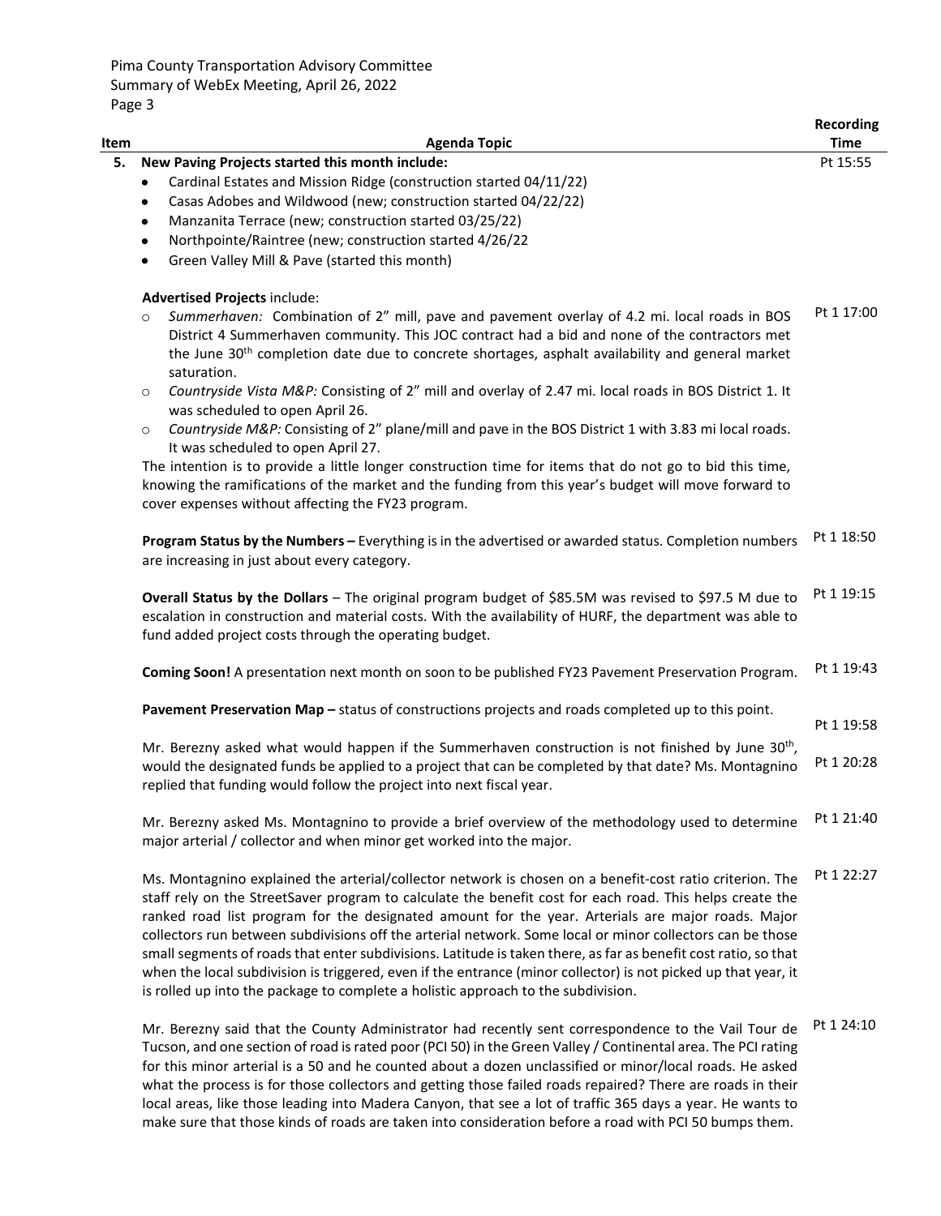| Item | Agenda Topic | Recording Time |
|---|---|---|
| 5. | **New Paving Projects started this month include:** | Pt 15:55 |

- Cardinal Estates and Mission Ridge (construction started 04/11/22)
- Casas Adobes and Wildwood (new; construction started 04/22/22)
- Manzanita Terrace (new; construction started 03/25/22)
- Northpointe/Raintree (new; construction started 4/26/22
- Green Valley Mill & Pave (started this month)

**Advertised Projects** include:

- *Summerhaven:* Combination of 2" mill, pave and pavement overlay of 4.2 mi. local roads in BOS District 4 Summerhaven community. This JOC contract had a bid and none of the contractors met the June 30th completion date due to concrete shortages, asphalt availability and general market saturation. (Pt 1 17:00)
- *Countryside Vista M&P:* Consisting of 2" mill and overlay of 2.47 mi. local roads in BOS District 1. It was scheduled to open April 26.
- *Countryside M&P:* Consisting of 2" plane/mill and pave in the BOS District 1 with 3.83 mi local roads. It was scheduled to open April 27.

The intention is to provide a little longer construction time for items that do not go to bid this time, knowing the ramifications of the market and the funding from this year's budget will move forward to cover expenses without affecting the FY23 program.

**Program Status by the Numbers –** Everything is in the advertised or awarded status. Completion numbers are increasing in just about every category. (Pt 1 18:50)

**Overall Status by the Dollars** – The original program budget of $85.5M was revised to $97.5 M due to escalation in construction and material costs. With the availability of HURF, the department was able to fund added project costs through the operating budget. (Pt 1 19:15)

**Coming Soon!** A presentation next month on soon to be published FY23 Pavement Preservation Program. (Pt 1 19:43)

**Pavement Preservation Map –** status of constructions projects and roads completed up to this point. (Pt 1 19:58)

Mr. Berezny asked what would happen if the Summerhaven construction is not finished by June 30th, would the designated funds be applied to a project that can be completed by that date? Ms. Montagnino replied that funding would follow the project into next fiscal year. (Pt 1 20:28)

Mr. Berezny asked Ms. Montagnino to provide a brief overview of the methodology used to determine major arterial / collector and when minor get worked into the major. (Pt 1 21:40)

Ms. Montagnino explained the arterial/collector network is chosen on a benefit-cost ratio criterion. The staff rely on the StreetSaver program to calculate the benefit cost for each road. This helps create the ranked road list program for the designated amount for the year. Arterials are major roads. Major collectors run between subdivisions off the arterial network. Some local or minor collectors can be those small segments of roads that enter subdivisions. Latitude is taken there, as far as benefit cost ratio, so that when the local subdivision is triggered, even if the entrance (minor collector) is not picked up that year, it is rolled up into the package to complete a holistic approach to the subdivision. (Pt 1 22:27)

Mr. Berezny said that the County Administrator had recently sent correspondence to the Vail Tour de Tucson, and one section of road is rated poor (PCI 50) in the Green Valley / Continental area. The PCI rating for this minor arterial is a 50 and he counted about a dozen unclassified or minor/local roads. He asked what the process is for those collectors and getting those failed roads repaired? There are roads in their local areas, like those leading into Madera Canyon, that see a lot of traffic 365 days a year. He wants to make sure that those kinds of roads are taken into consideration before a road with PCI 50 bumps them. (Pt 1 24:10)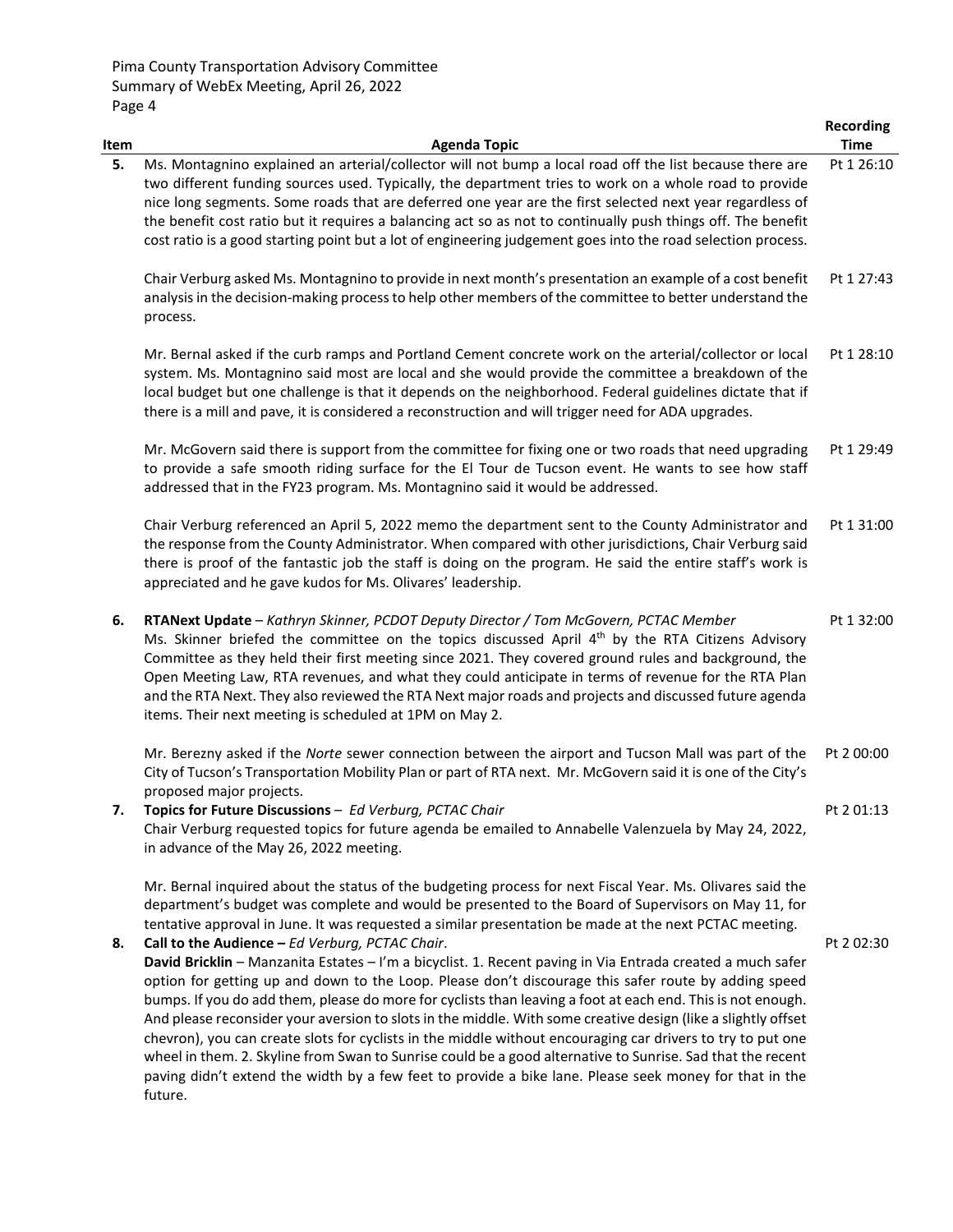| Item | Agenda Topic | Recording Time |
|---|---|---|
| 5. | Ms. Montagnino explained an arterial/collector will not bump a local road off the list because there are two different funding sources used. Typically, the department tries to work on a whole road to provide nice long segments. Some roads that are deferred one year are the first selected next year regardless of the benefit cost ratio but it requires a balancing act so as not to continually push things off. The benefit cost ratio is a good starting point but a lot of engineering judgement goes into the road selection process. | Pt 1 26:10 |
| | Chair Verburg asked Ms. Montagnino to provide in next month's presentation an example of a cost benefit analysis in the decision-making process to help other members of the committee to better understand the process. | Pt 1 27:43 |
| | Mr. Bernal asked if the curb ramps and Portland Cement concrete work on the arterial/collector or local system. Ms. Montagnino said most are local and she would provide the committee a breakdown of the local budget but one challenge is that it depends on the neighborhood. Federal guidelines dictate that if there is a mill and pave, it is considered a reconstruction and will trigger need for ADA upgrades. | Pt 1 28:10 |
| | Mr. McGovern said there is support from the committee for fixing one or two roads that need upgrading to provide a safe smooth riding surface for the El Tour de Tucson event. He wants to see how staff addressed that in the FY23 program. Ms. Montagnino said it would be addressed. | Pt 1 29:49 |
| | Chair Verburg referenced an April 5, 2022 memo the department sent to the County Administrator and the response from the County Administrator. When compared with other jurisdictions, Chair Verburg said there is proof of the fantastic job the staff is doing on the program. He said the entire staff's work is appreciated and he gave kudos for Ms. Olivares' leadership. | Pt 1 31:00 |
| 6. | **RTANext Update** – *Kathryn Skinner, PCDOT Deputy Director / Tom McGovern, PCTAC Member*<br>Ms. Skinner briefed the committee on the topics discussed April 4th by the RTA Citizens Advisory Committee as they held their first meeting since 2021. They covered ground rules and background, the Open Meeting Law, RTA revenues, and what they could anticipate in terms of revenue for the RTA Plan and the RTA Next. They also reviewed the RTA Next major roads and projects and discussed future agenda items. Their next meeting is scheduled at 1PM on May 2. | Pt 1 32:00 |
| | Mr. Berezny asked if the *Norte* sewer connection between the airport and Tucson Mall was part of the City of Tucson's Transportation Mobility Plan or part of RTA next. Mr. McGovern said it is one of the City's proposed major projects. | Pt 2 00:00 |
| 7. | **Topics for Future Discussions** – *Ed Verburg, PCTAC Chair*<br>Chair Verburg requested topics for future agenda be emailed to Annabelle Valenzuela by May 24, 2022, in advance of the May 26, 2022 meeting. | Pt 2 01:13 |
| | Mr. Bernal inquired about the status of the budgeting process for next Fiscal Year. Ms. Olivares said the department's budget was complete and would be presented to the Board of Supervisors on May 11, for tentative approval in June. It was requested a similar presentation be made at the next PCTAC meeting. | |
| 8. | **Call to the Audience –** *Ed Verburg, PCTAC Chair*.<br>**David Bricklin** – Manzanita Estates – I'm a bicyclist. 1. Recent paving in Via Entrada created a much safer option for getting up and down to the Loop. Please don't discourage this safer route by adding speed bumps. If you do add them, please do more for cyclists than leaving a foot at each end. This is not enough. And please reconsider your aversion to slots in the middle. With some creative design (like a slightly offset chevron), you can create slots for cyclists in the middle without encouraging car drivers to try to put one wheel in them. 2. Skyline from Swan to Sunrise could be a good alternative to Sunrise. Sad that the recent paving didn't extend the width by a few feet to provide a bike lane. Please seek money for that in the future. | Pt 2 02:30 |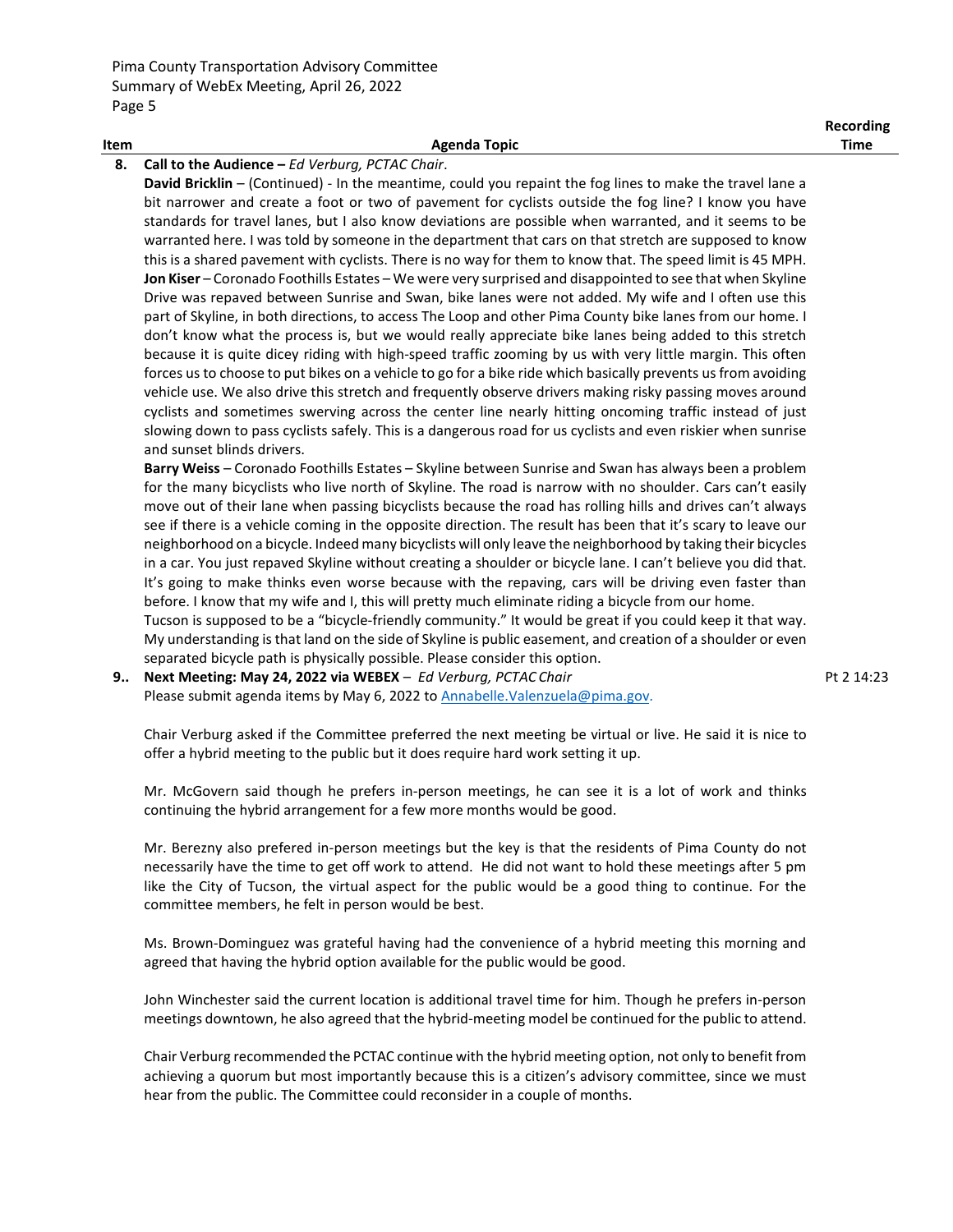| Item | Agenda Topic | Recording Time |
|---|---|---|
| **8.** | **Call to the Audience –** *Ed Verburg, PCTAC Chair*. | |

**David Bricklin** – (Continued) - In the meantime, could you repaint the fog lines to make the travel lane a bit narrower and create a foot or two of pavement for cyclists outside the fog line? I know you have standards for travel lanes, but I also know deviations are possible when warranted, and it seems to be warranted here. I was told by someone in the department that cars on that stretch are supposed to know this is a shared pavement with cyclists. There is no way for them to know that. The speed limit is 45 MPH.

**Jon Kiser** – Coronado Foothills Estates – We were very surprised and disappointed to see that when Skyline Drive was repaved between Sunrise and Swan, bike lanes were not added. My wife and I often use this part of Skyline, in both directions, to access The Loop and other Pima County bike lanes from our home. I don't know what the process is, but we would really appreciate bike lanes being added to this stretch because it is quite dicey riding with high-speed traffic zooming by us with very little margin. This often forces us to choose to put bikes on a vehicle to go for a bike ride which basically prevents us from avoiding vehicle use. We also drive this stretch and frequently observe drivers making risky passing moves around cyclists and sometimes swerving across the center line nearly hitting oncoming traffic instead of just slowing down to pass cyclists safely. This is a dangerous road for us cyclists and even riskier when sunrise and sunset blinds drivers.

**Barry Weiss** – Coronado Foothills Estates – Skyline between Sunrise and Swan has always been a problem for the many bicyclists who live north of Skyline. The road is narrow with no shoulder. Cars can't easily move out of their lane when passing bicyclists because the road has rolling hills and drives can't always see if there is a vehicle coming in the opposite direction. The result has been that it's scary to leave our neighborhood on a bicycle. Indeed many bicyclists will only leave the neighborhood by taking their bicycles in a car. You just repaved Skyline without creating a shoulder or bicycle lane. I can't believe you did that. It's going to make thinks even worse because with the repaving, cars will be driving even faster than before. I know that my wife and I, this will pretty much eliminate riding a bicycle from our home.
Tucson is supposed to be a "bicycle-friendly community." It would be great if you could keep it that way. My understanding is that land on the side of Skyline is public easement, and creation of a shoulder or even separated bicycle path is physically possible. Please consider this option.

| Item | Agenda Topic | Recording Time |
|---|---|---|
| **9..** | **Next Meeting: May 24, 2022 via WEBEX** – *Ed Verburg, PCTAC Chair* | Pt 2 14:23 |

Please submit agenda items by May 6, 2022 to Annabelle.Valenzuela@pima.gov.

Chair Verburg asked if the Committee preferred the next meeting be virtual or live. He said it is nice to offer a hybrid meeting to the public but it does require hard work setting it up.

Mr. McGovern said though he prefers in-person meetings, he can see it is a lot of work and thinks continuing the hybrid arrangement for a few more months would be good.

Mr. Berezny also prefered in-person meetings but the key is that the residents of Pima County do not necessarily have the time to get off work to attend. He did not want to hold these meetings after 5 pm like the City of Tucson, the virtual aspect for the public would be a good thing to continue. For the committee members, he felt in person would be best.

Ms. Brown-Dominguez was grateful having had the convenience of a hybrid meeting this morning and agreed that having the hybrid option available for the public would be good.

John Winchester said the current location is additional travel time for him. Though he prefers in-person meetings downtown, he also agreed that the hybrid-meeting model be continued for the public to attend.

Chair Verburg recommended the PCTAC continue with the hybrid meeting option, not only to benefit from achieving a quorum but most importantly because this is a citizen's advisory committee, since we must hear from the public. The Committee could reconsider in a couple of months.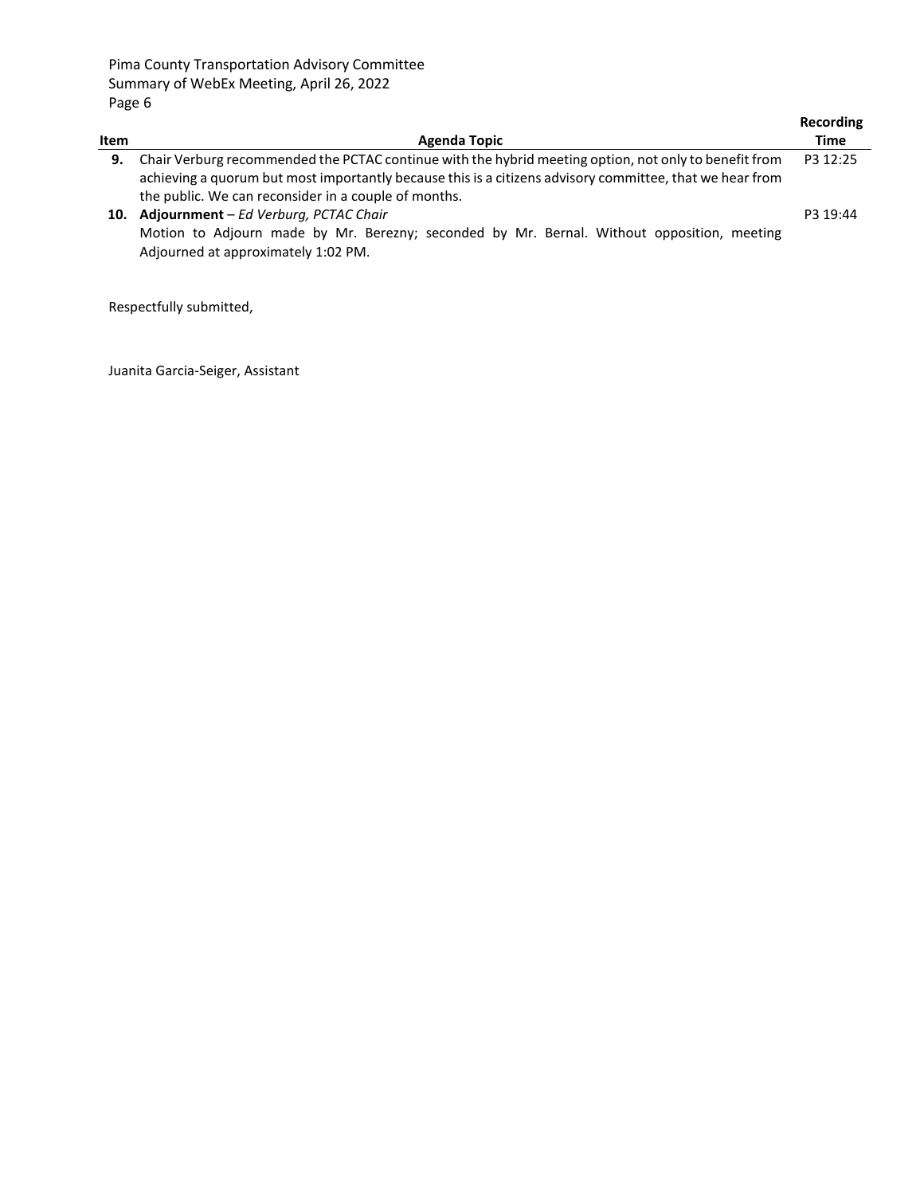| Item | Agenda Topic | Recording Time |
|---|---|---|
| **9.** | Chair Verburg recommended the PCTAC continue with the hybrid meeting option, not only to benefit from achieving a quorum but most importantly because this is a citizens advisory committee, that we hear from the public. We can reconsider in a couple of months. | P3 12:25 |
| **10.** | **Adjournment** – *Ed Verburg, PCTAC Chair*<br>Motion to Adjourn made by Mr. Berezny; seconded by Mr. Bernal. Without opposition, meeting Adjourned at approximately 1:02 PM. | P3 19:44 |

Respectfully submitted,

Juanita Garcia-Seiger, Assistant